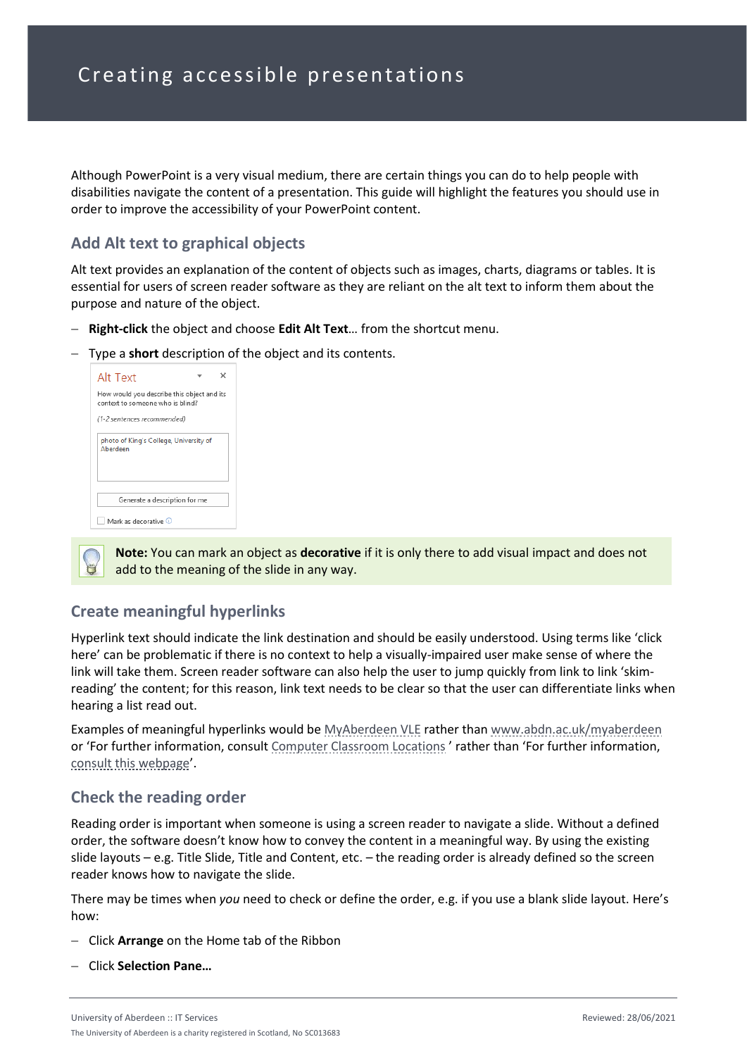# Creating accessible presentations

Although PowerPoint is a very visual medium, there are certain things you can do to help people with disabilities navigate the content of a presentation. This guide will highlight the features you should use in order to improve the accessibility of your PowerPoint content.

## Add Alt text to graphical objects

Alt text provides an explanation of the content of objects such as images, charts, diagrams or tables. It is essential for users of screen reader software as they are reliant on the alt text to inform them about the purpose and nature of the object.

- **Right-click** the object and choose **Edit Alt Text**… from the shortcut menu.
- Type a **short** description of the object and its contents.

Alt Text

How would you describe this object and its context to someone who is blind?

*(1-2 sentences recommended)*

photo of King's College, University of Aberdeen

Generate a description for me

Mark as decorative

> **Note:** You can mark an object as **decorative** if it is only there to add visual impact and does not add to the meaning of the slide in any way.

## Create meaningful hyperlinks

Hyperlink text should indicate the link destination and should be easily understood. Using terms like 'click here' can be problematic if there is no context to help a visually-impaired user make sense of where the link will take them. Screen reader software can also help the user to jump quickly from link to link 'skim-reading' the content; for this reason, link text needs to be clear so that the user can differentiate links when hearing a list read out.

Examples of meaningful hyperlinks would be MyAberdeen VLE rather than www.abdn.ac.uk/myaberdeen or 'For further information, consult Computer Classroom Locations ' rather than 'For further information, consult this webpage'.

## Check the reading order

Reading order is important when someone is using a screen reader to navigate a slide. Without a defined order, the software doesn't know how to convey the content in a meaningful way. By using the existing slide layouts – e.g. Title Slide, Title and Content, etc. – the reading order is already defined so the screen reader knows how to navigate the slide.

There may be times when *you* need to check or define the order, e.g. if you use a blank slide layout. Here's how:

- Click **Arrange** on the Home tab of the Ribbon
- Click **Selection Pane…**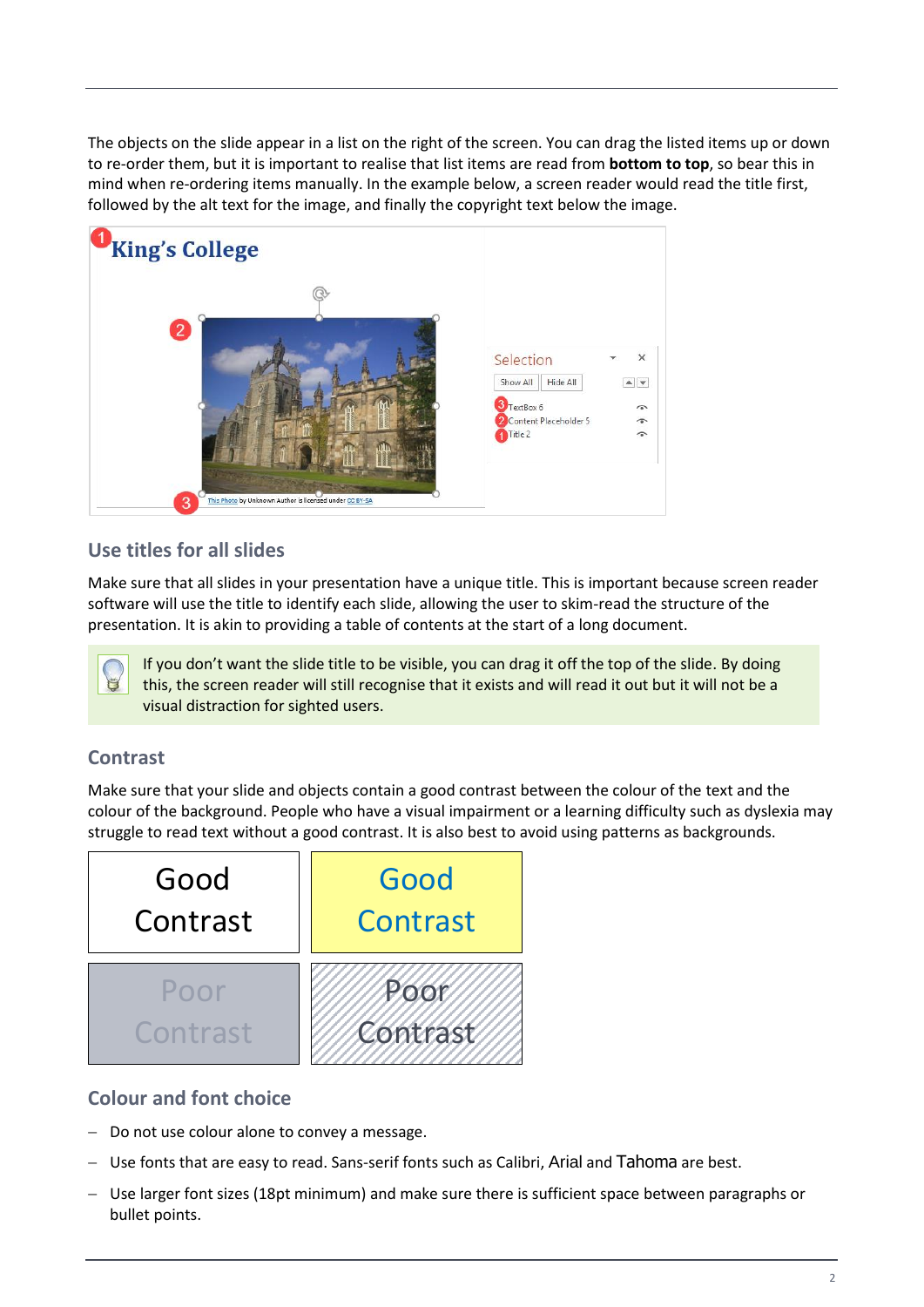The objects on the slide appear in a list on the right of the screen. You can drag the listed items up or down to re-order them, but it is important to realise that list items are read from **bottom to top**, so bear this in mind when re-ordering items manually. In the example below, a screen reader would read the title first, followed by the alt text for the image, and finally the copyright text below the image.

## Use titles for all slides

Make sure that all slides in your presentation have a unique title. This is important because screen reader software will use the title to identify each slide, allowing the user to skim-read the structure of the presentation. It is akin to providing a table of contents at the start of a long document.

> If you don't want the slide title to be visible, you can drag it off the top of the slide. By doing this, the screen reader will still recognise that it exists and will read it out but it will not be a visual distraction for sighted users.

## Contrast

Make sure that your slide and objects contain a good contrast between the colour of the text and the colour of the background. People who have a visual impairment or a learning difficulty such as dyslexia may struggle to read text without a good contrast. It is also best to avoid using patterns as backgrounds.

| Good Contrast | Good Contrast |
|---|---|
| Poor Contrast | Poor Contrast |

## Colour and font choice

- Do not use colour alone to convey a message.
- Use fonts that are easy to read. Sans-serif fonts such as Calibri, Arial and Tahoma are best.
- Use larger font sizes (18pt minimum) and make sure there is sufficient space between paragraphs or bullet points.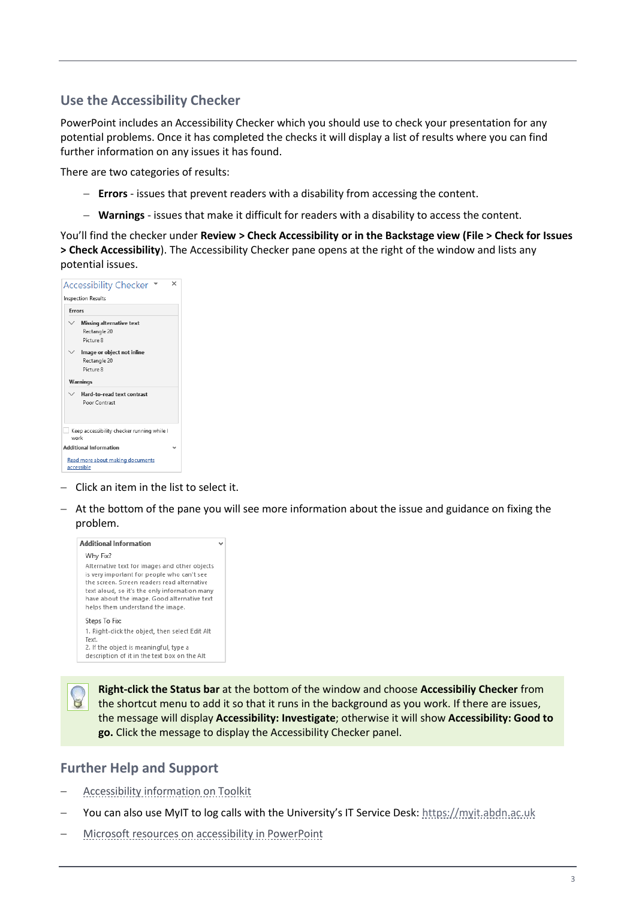## Use the Accessibility Checker

PowerPoint includes an Accessibility Checker which you should use to check your presentation for any potential problems. Once it has completed the checks it will display a list of results where you can find further information on any issues it has found.

There are two categories of results:

- **Errors** - issues that prevent readers with a disability from accessing the content.
- **Warnings** - issues that make it difficult for readers with a disability to access the content.

You'll find the checker under **Review > Check Accessibility or in the Backstage view (File > Check for Issues > Check Accessibility**). The Accessibility Checker pane opens at the right of the window and lists any potential issues.

- Click an item in the list to select it.
- At the bottom of the pane you will see more information about the issue and guidance on fixing the problem.

**Right-click the Status bar** at the bottom of the window and choose **Accessibiliy Checker** from the shortcut menu to add it so that it runs in the background as you work. If there are issues, the message will display **Accessibility: Investigate**; otherwise it will show **Accessibility: Good to go.** Click the message to display the Accessibility Checker panel.

## Further Help and Support

- Accessibility information on Toolkit
- You can also use MyIT to log calls with the University's IT Service Desk: https://myit.abdn.ac.uk
- Microsoft resources on accessibility in PowerPoint